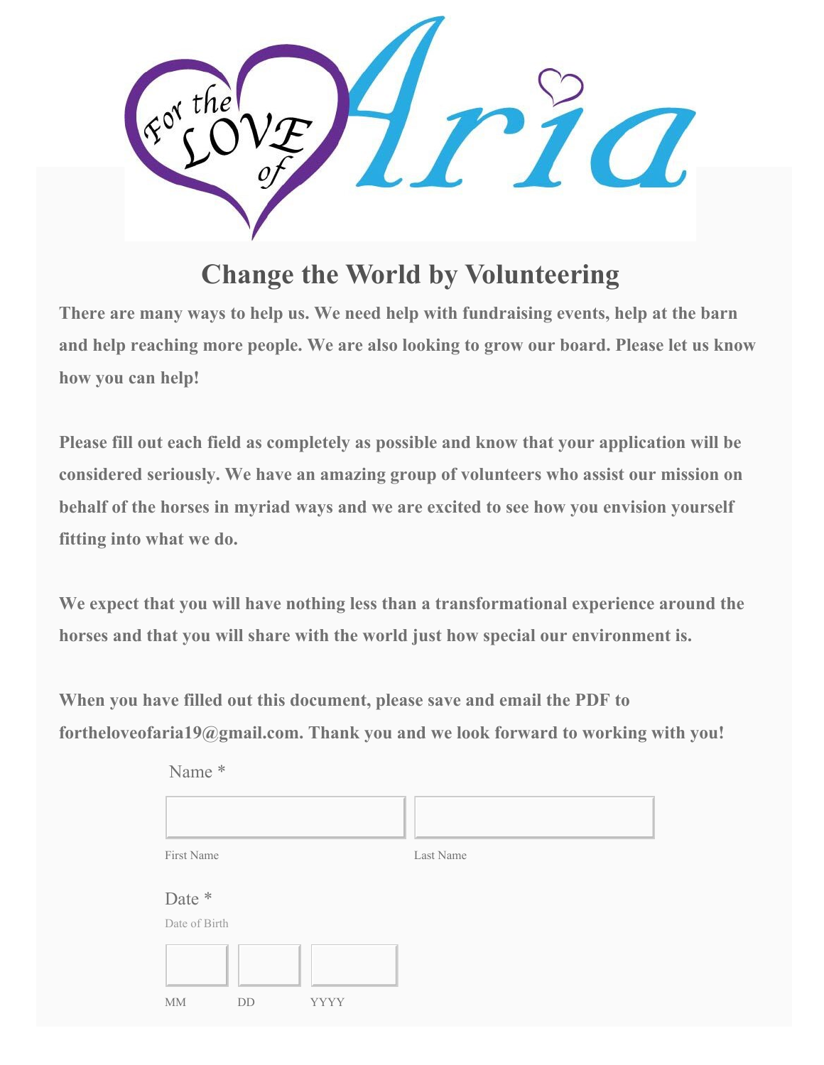# Change the World by Volunteering

**There are many ways to help us. We need help with fundraising events, help at the barn and help reaching more people. We are also looking to grow our board. Please let us know how you can help!**

**Please fill out each field as completely as possible and know that your application will be considered seriously. We have an amazing group of volunteers who assist our mission on behalf of the horses in myriad ways and we are excited to see how you envision yourself fitting into what we do.**

**We expect that you will have nothing less than a transformational experience around the horses and that you will share with the world just how special our environment is.**

**When you have filled out this document, please save and email the PDF to fortheloveofaria19@gmail.com. Thank you and we look forward to working with you!**

Name *

First Name

Last Name

Date *

Date of Birth

MM

DD

YYYY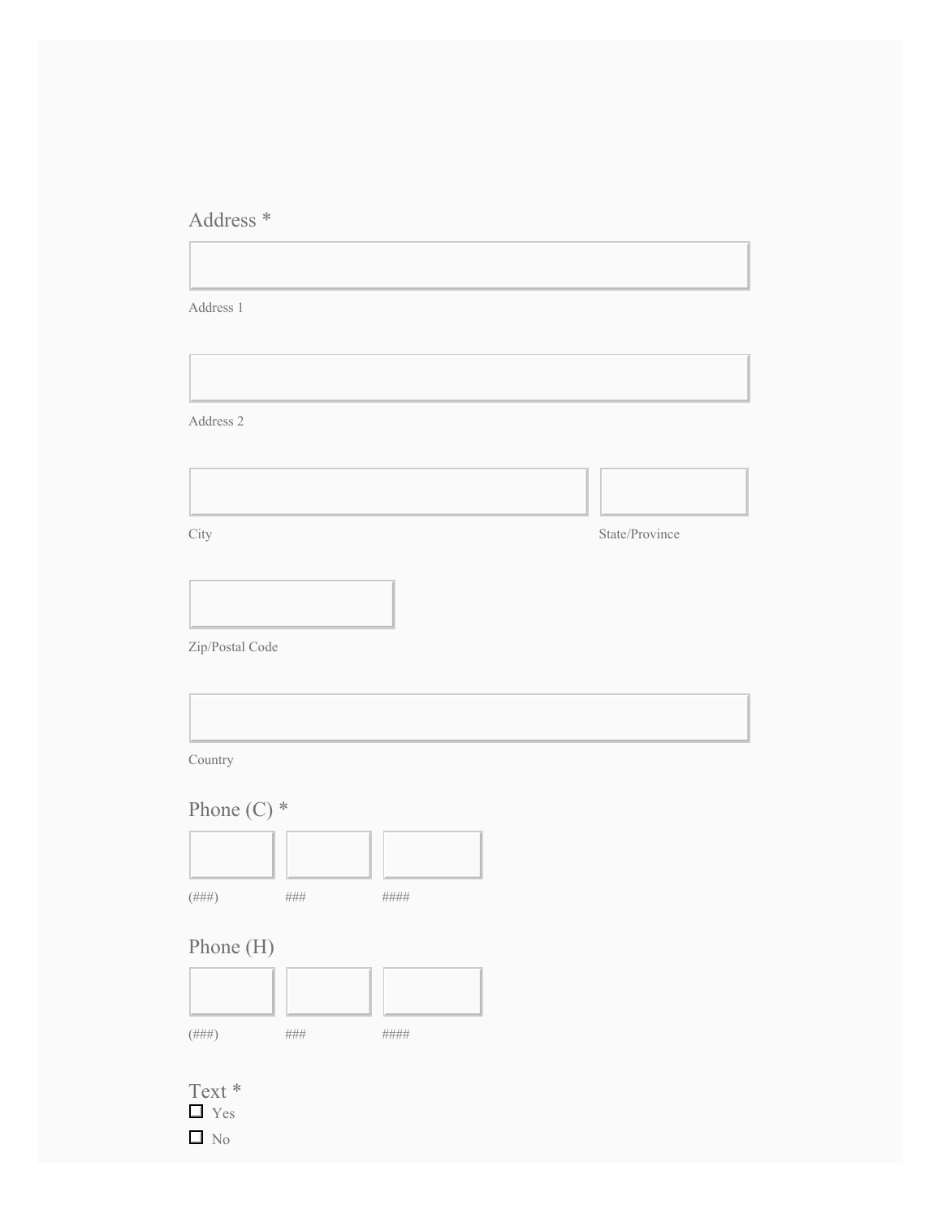Address *

Address 1

Address 2

City

State/Province

Zip/Postal Code

Country

Phone (C) *

(###) ### ####

Phone (H)

(###) ### ####

Text *

☐ Yes

☐ No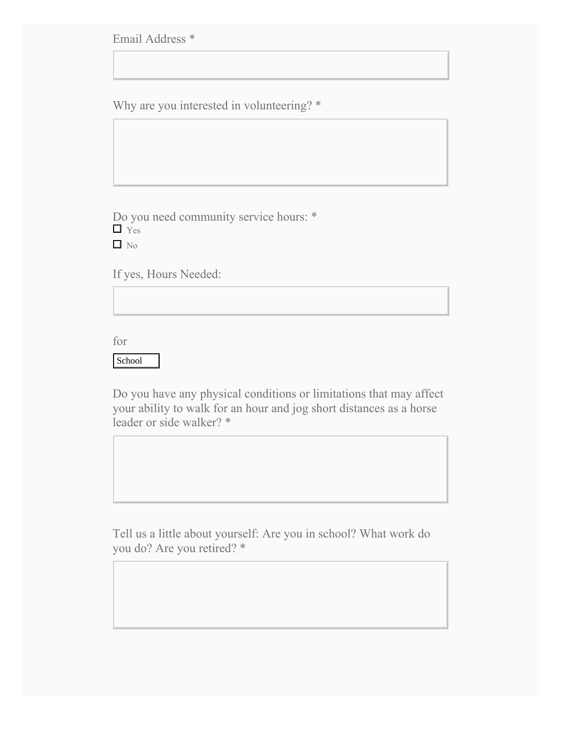Email Address *

Why are you interested in volunteering? *

Do you need community service hours: *

☐ Yes

☐ No

If yes, Hours Needed:

for

School

Do you have any physical conditions or limitations that may affect your ability to walk for an hour and jog short distances as a horse leader or side walker? *

Tell us a little about yourself: Are you in school? What work do you do? Are you retired? *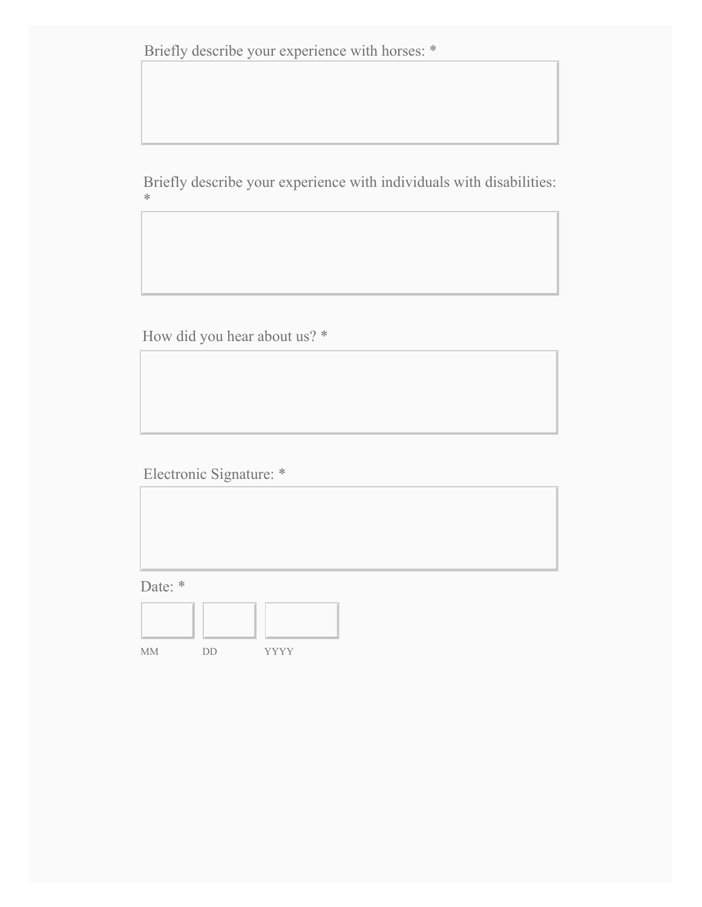Briefly describe your experience with horses: *

Briefly describe your experience with individuals with disabilities: *

How did you hear about us? *

Electronic Signature: *

Date: *

MM DD YYYY